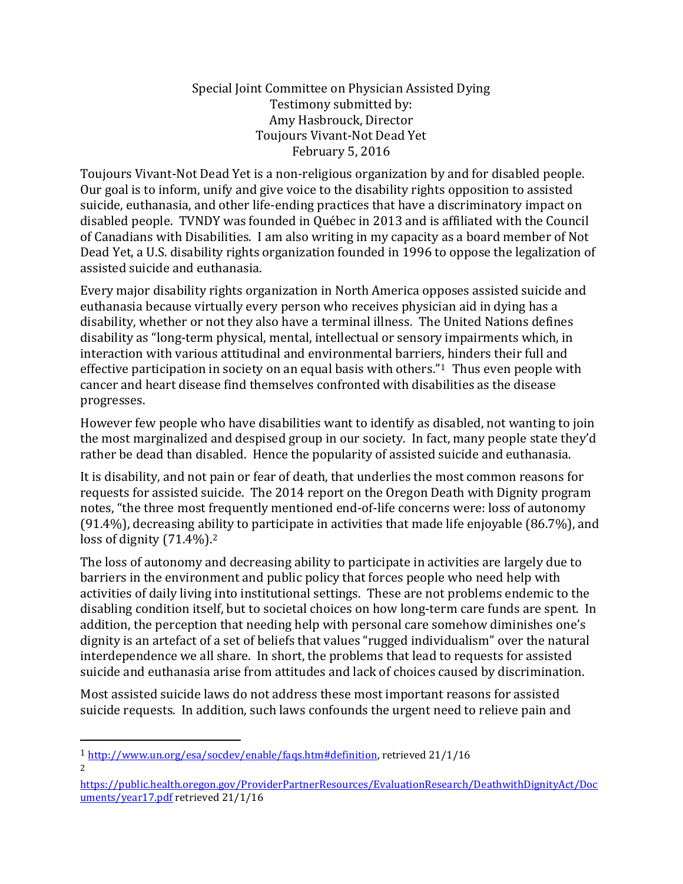Special Joint Committee on Physician Assisted Dying
Testimony submitted by:
Amy Hasbrouck, Director
Toujours Vivant-Not Dead Yet
February 5, 2016

Toujours Vivant-Not Dead Yet is a non-religious organization by and for disabled people. Our goal is to inform, unify and give voice to the disability rights opposition to assisted suicide, euthanasia, and other life-ending practices that have a discriminatory impact on disabled people. TVNDY was founded in Québec in 2013 and is affiliated with the Council of Canadians with Disabilities. I am also writing in my capacity as a board member of Not Dead Yet, a U.S. disability rights organization founded in 1996 to oppose the legalization of assisted suicide and euthanasia.

Every major disability rights organization in North America opposes assisted suicide and euthanasia because virtually every person who receives physician aid in dying has a disability, whether or not they also have a terminal illness. The United Nations defines disability as "long-term physical, mental, intellectual or sensory impairments which, in interaction with various attitudinal and environmental barriers, hinders their full and effective participation in society on an equal basis with others."[1] Thus even people with cancer and heart disease find themselves confronted with disabilities as the disease progresses.

However few people who have disabilities want to identify as disabled, not wanting to join the most marginalized and despised group in our society. In fact, many people state they'd rather be dead than disabled. Hence the popularity of assisted suicide and euthanasia.

It is disability, and not pain or fear of death, that underlies the most common reasons for requests for assisted suicide. The 2014 report on the Oregon Death with Dignity program notes, "the three most frequently mentioned end-of-life concerns were: loss of autonomy (91.4%), decreasing ability to participate in activities that made life enjoyable (86.7%), and loss of dignity (71.4%).[2]

The loss of autonomy and decreasing ability to participate in activities are largely due to barriers in the environment and public policy that forces people who need help with activities of daily living into institutional settings. These are not problems endemic to the disabling condition itself, but to societal choices on how long-term care funds are spent. In addition, the perception that needing help with personal care somehow diminishes one's dignity is an artefact of a set of beliefs that values "rugged individualism" over the natural interdependence we all share. In short, the problems that lead to requests for assisted suicide and euthanasia arise from attitudes and lack of choices caused by discrimination.

Most assisted suicide laws do not address these most important reasons for assisted suicide requests. In addition, such laws confounds the urgent need to relieve pain and

---

[1] http://www.un.org/esa/socdev/enable/faqs.htm#definition, retrieved 21/1/16

[2] https://public.health.oregon.gov/ProviderPartnerResources/EvaluationResearch/DeathwithDignityAct/Documents/year17.pdf retrieved 21/1/16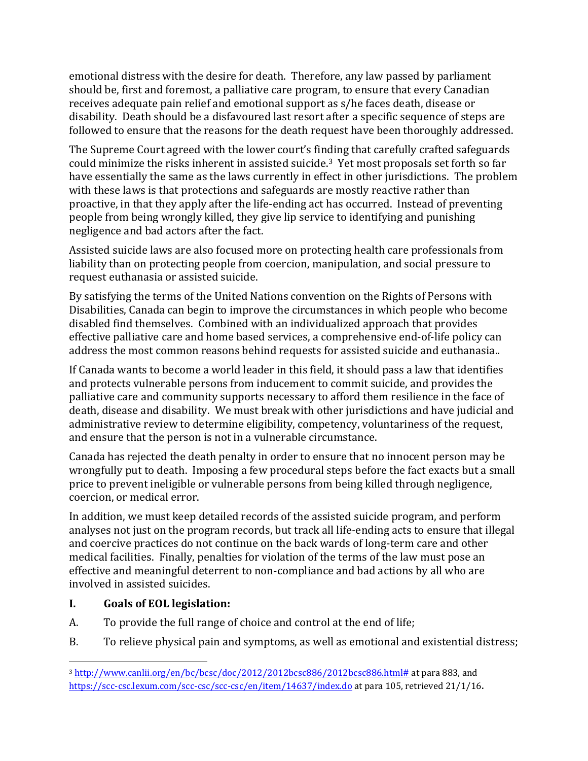emotional distress with the desire for death. Therefore, any law passed by parliament should be, first and foremost, a palliative care program, to ensure that every Canadian receives adequate pain relief and emotional support as s/he faces death, disease or disability. Death should be a disfavoured last resort after a specific sequence of steps are followed to ensure that the reasons for the death request have been thoroughly addressed.

The Supreme Court agreed with the lower court's finding that carefully crafted safeguards could minimize the risks inherent in assisted suicide.[3] Yet most proposals set forth so far have essentially the same as the laws currently in effect in other jurisdictions. The problem with these laws is that protections and safeguards are mostly reactive rather than proactive, in that they apply after the life-ending act has occurred. Instead of preventing people from being wrongly killed, they give lip service to identifying and punishing negligence and bad actors after the fact.

Assisted suicide laws are also focused more on protecting health care professionals from liability than on protecting people from coercion, manipulation, and social pressure to request euthanasia or assisted suicide.

By satisfying the terms of the United Nations convention on the Rights of Persons with Disabilities, Canada can begin to improve the circumstances in which people who become disabled find themselves. Combined with an individualized approach that provides effective palliative care and home based services, a comprehensive end-of-life policy can address the most common reasons behind requests for assisted suicide and euthanasia..

If Canada wants to become a world leader in this field, it should pass a law that identifies and protects vulnerable persons from inducement to commit suicide, and provides the palliative care and community supports necessary to afford them resilience in the face of death, disease and disability. We must break with other jurisdictions and have judicial and administrative review to determine eligibility, competency, voluntariness of the request, and ensure that the person is not in a vulnerable circumstance.

Canada has rejected the death penalty in order to ensure that no innocent person may be wrongfully put to death. Imposing a few procedural steps before the fact exacts but a small price to prevent ineligible or vulnerable persons from being killed through negligence, coercion, or medical error.

In addition, we must keep detailed records of the assisted suicide program, and perform analyses not just on the program records, but track all life-ending acts to ensure that illegal and coercive practices do not continue on the back wards of long-term care and other medical facilities. Finally, penalties for violation of the terms of the law must pose an effective and meaningful deterrent to non-compliance and bad actions by all who are involved in assisted suicides.

## I. Goals of EOL legislation:

A. To provide the full range of choice and control at the end of life;

B. To relieve physical pain and symptoms, as well as emotional and existential distress;

---

[3] http://www.canlii.org/en/bc/bcsc/doc/2012/2012bcsc886/2012bcsc886.html# at para 883, and https://scc-csc.lexum.com/scc-csc/scc-csc/en/item/14637/index.do at para 105, retrieved 21/1/16.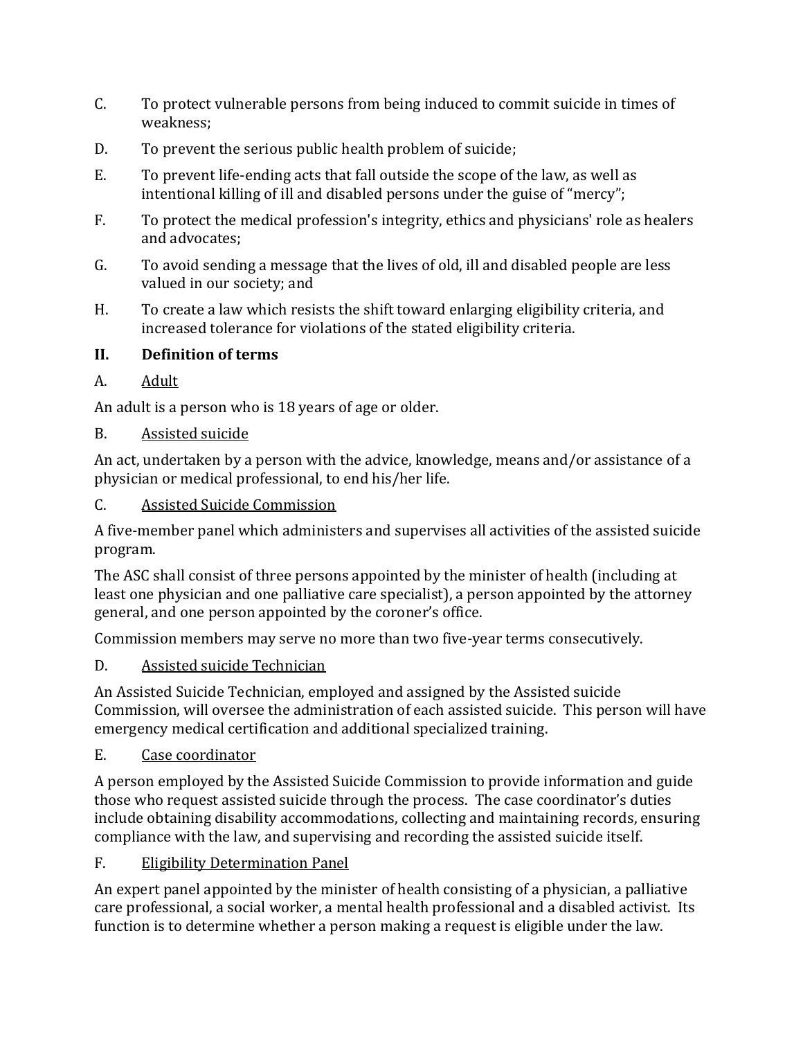C. To protect vulnerable persons from being induced to commit suicide in times of weakness;

D. To prevent the serious public health problem of suicide;

E. To prevent life-ending acts that fall outside the scope of the law, as well as intentional killing of ill and disabled persons under the guise of "mercy";

F. To protect the medical profession's integrity, ethics and physicians' role as healers and advocates;

G. To avoid sending a message that the lives of old, ill and disabled people are less valued in our society; and

H. To create a law which resists the shift toward enlarging eligibility criteria, and increased tolerance for violations of the stated eligibility criteria.

## II. Definition of terms

### A. <u>Adult</u>

An adult is a person who is 18 years of age or older.

### B. <u>Assisted suicide</u>

An act, undertaken by a person with the advice, knowledge, means and/or assistance of a physician or medical professional, to end his/her life.

### C. <u>Assisted Suicide Commission</u>

A five-member panel which administers and supervises all activities of the assisted suicide program.

The ASC shall consist of three persons appointed by the minister of health (including at least one physician and one palliative care specialist), a person appointed by the attorney general, and one person appointed by the coroner's office.

Commission members may serve no more than two five-year terms consecutively.

### D. <u>Assisted suicide Technician</u>

An Assisted Suicide Technician, employed and assigned by the Assisted suicide Commission, will oversee the administration of each assisted suicide. This person will have emergency medical certification and additional specialized training.

### E. <u>Case coordinator</u>

A person employed by the Assisted Suicide Commission to provide information and guide those who request assisted suicide through the process. The case coordinator's duties include obtaining disability accommodations, collecting and maintaining records, ensuring compliance with the law, and supervising and recording the assisted suicide itself.

### F. <u>Eligibility Determination Panel</u>

An expert panel appointed by the minister of health consisting of a physician, a palliative care professional, a social worker, a mental health professional and a disabled activist. Its function is to determine whether a person making a request is eligible under the law.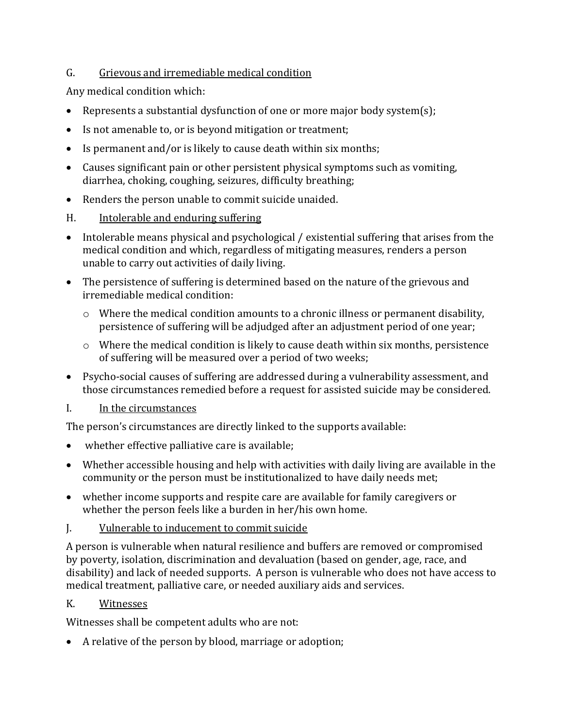### G. Grievous and irremediable medical condition

Any medical condition which:

- Represents a substantial dysfunction of one or more major body system(s);
- Is not amenable to, or is beyond mitigation or treatment;
- Is permanent and/or is likely to cause death within six months;
- Causes significant pain or other persistent physical symptoms such as vomiting, diarrhea, choking, coughing, seizures, difficulty breathing;
- Renders the person unable to commit suicide unaided.

### H. Intolerable and enduring suffering

- Intolerable means physical and psychological / existential suffering that arises from the medical condition and which, regardless of mitigating measures, renders a person unable to carry out activities of daily living.
- The persistence of suffering is determined based on the nature of the grievous and irremediable medical condition:
  - Where the medical condition amounts to a chronic illness or permanent disability, persistence of suffering will be adjudged after an adjustment period of one year;
  - Where the medical condition is likely to cause death within six months, persistence of suffering will be measured over a period of two weeks;
- Psycho-social causes of suffering are addressed during a vulnerability assessment, and those circumstances remedied before a request for assisted suicide may be considered.

### I. In the circumstances

The person's circumstances are directly linked to the supports available:

- whether effective palliative care is available;
- Whether accessible housing and help with activities with daily living are available in the community or the person must be institutionalized to have daily needs met;
- whether income supports and respite care are available for family caregivers or whether the person feels like a burden in her/his own home.

### J. Vulnerable to inducement to commit suicide

A person is vulnerable when natural resilience and buffers are removed or compromised by poverty, isolation, discrimination and devaluation (based on gender, age, race, and disability) and lack of needed supports. A person is vulnerable who does not have access to medical treatment, palliative care, or needed auxiliary aids and services.

### K. Witnesses

Witnesses shall be competent adults who are not:

- A relative of the person by blood, marriage or adoption;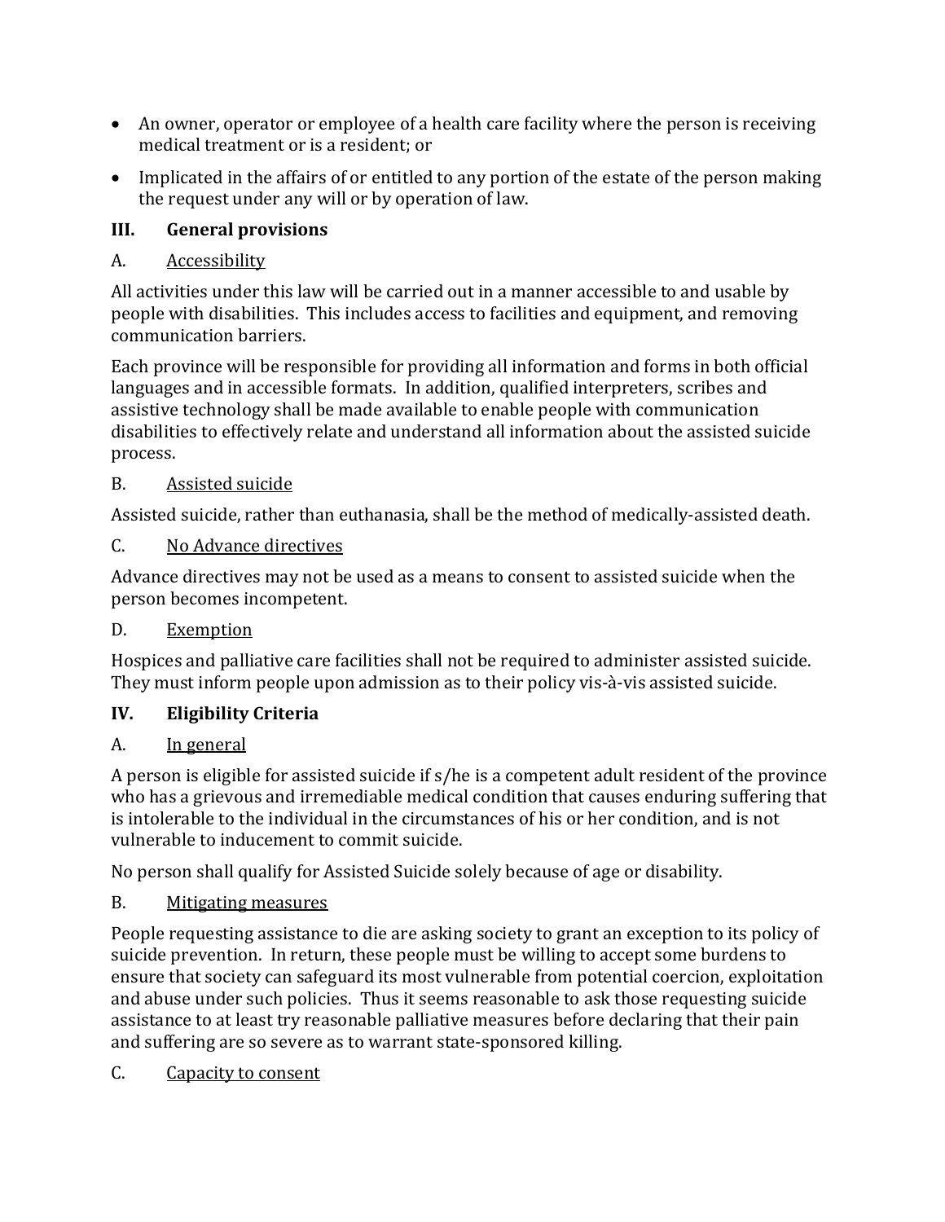- An owner, operator or employee of a health care facility where the person is receiving medical treatment or is a resident; or
- Implicated in the affairs of or entitled to any portion of the estate of the person making the request under any will or by operation of law.

## III. General provisions

### A. Accessibility

All activities under this law will be carried out in a manner accessible to and usable by people with disabilities. This includes access to facilities and equipment, and removing communication barriers.

Each province will be responsible for providing all information and forms in both official languages and in accessible formats. In addition, qualified interpreters, scribes and assistive technology shall be made available to enable people with communication disabilities to effectively relate and understand all information about the assisted suicide process.

### B. Assisted suicide

Assisted suicide, rather than euthanasia, shall be the method of medically-assisted death.

### C. No Advance directives

Advance directives may not be used as a means to consent to assisted suicide when the person becomes incompetent.

### D. Exemption

Hospices and palliative care facilities shall not be required to administer assisted suicide. They must inform people upon admission as to their policy vis-à-vis assisted suicide.

## IV. Eligibility Criteria

### A. In general

A person is eligible for assisted suicide if s/he is a competent adult resident of the province who has a grievous and irremediable medical condition that causes enduring suffering that is intolerable to the individual in the circumstances of his or her condition, and is not vulnerable to inducement to commit suicide.

No person shall qualify for Assisted Suicide solely because of age or disability.

### B. Mitigating measures

People requesting assistance to die are asking society to grant an exception to its policy of suicide prevention. In return, these people must be willing to accept some burdens to ensure that society can safeguard its most vulnerable from potential coercion, exploitation and abuse under such policies. Thus it seems reasonable to ask those requesting suicide assistance to at least try reasonable palliative measures before declaring that their pain and suffering are so severe as to warrant state-sponsored killing.

### C. Capacity to consent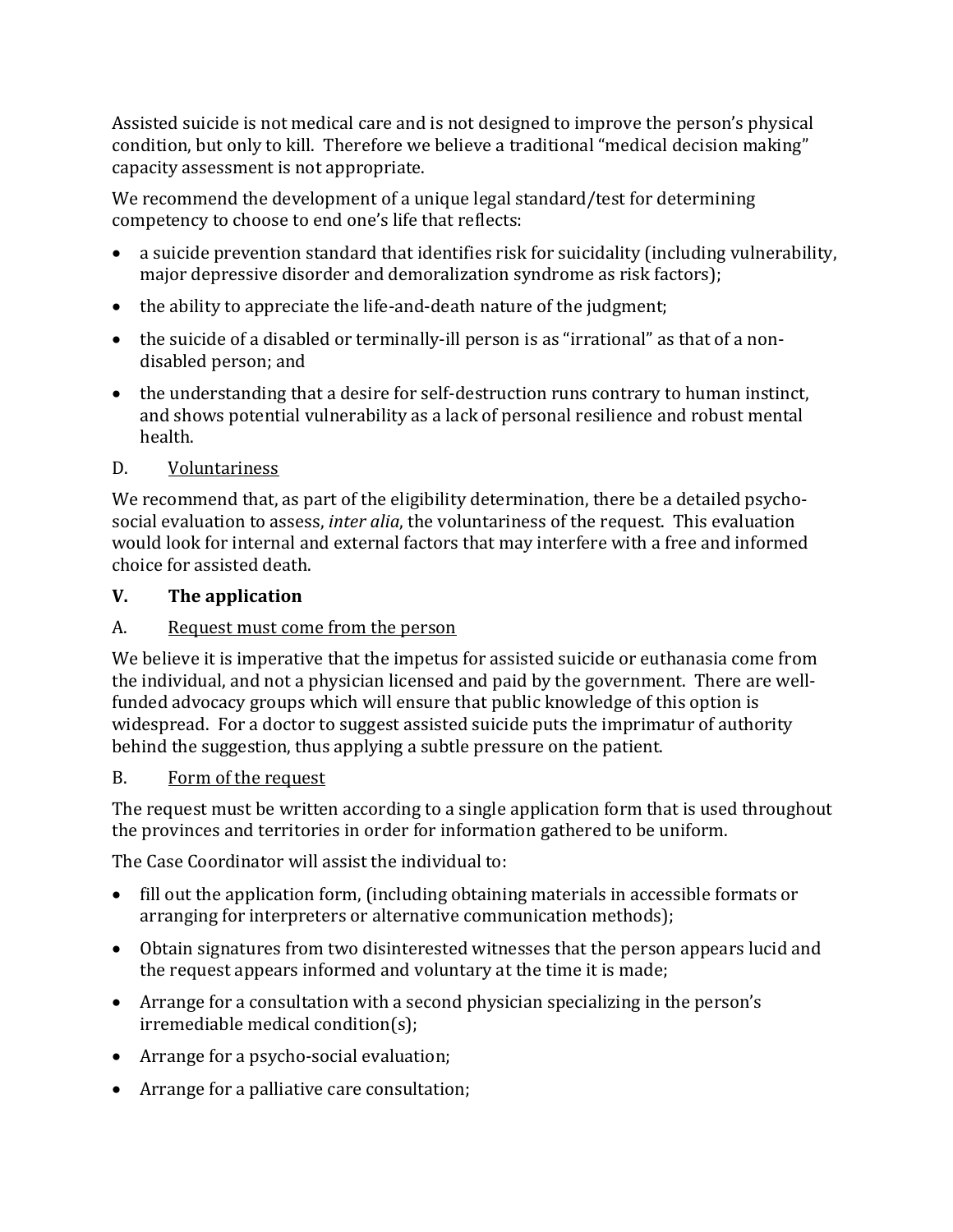Assisted suicide is not medical care and is not designed to improve the person's physical condition, but only to kill. Therefore we believe a traditional "medical decision making" capacity assessment is not appropriate.

We recommend the development of a unique legal standard/test for determining competency to choose to end one's life that reflects:

- a suicide prevention standard that identifies risk for suicidality (including vulnerability, major depressive disorder and demoralization syndrome as risk factors);
- the ability to appreciate the life-and-death nature of the judgment;
- the suicide of a disabled or terminally-ill person is as "irrational" as that of a non-disabled person; and
- the understanding that a desire for self-destruction runs contrary to human instinct, and shows potential vulnerability as a lack of personal resilience and robust mental health.

D. <u>Voluntariness</u>

We recommend that, as part of the eligibility determination, there be a detailed psycho-social evaluation to assess, *inter alia*, the voluntariness of the request. This evaluation would look for internal and external factors that may interfere with a free and informed choice for assisted death.

## V. The application

A. <u>Request must come from the person</u>

We believe it is imperative that the impetus for assisted suicide or euthanasia come from the individual, and not a physician licensed and paid by the government. There are well-funded advocacy groups which will ensure that public knowledge of this option is widespread. For a doctor to suggest assisted suicide puts the imprimatur of authority behind the suggestion, thus applying a subtle pressure on the patient.

B. <u>Form of the request</u>

The request must be written according to a single application form that is used throughout the provinces and territories in order for information gathered to be uniform.

The Case Coordinator will assist the individual to:

- fill out the application form, (including obtaining materials in accessible formats or arranging for interpreters or alternative communication methods);
- Obtain signatures from two disinterested witnesses that the person appears lucid and the request appears informed and voluntary at the time it is made;
- Arrange for a consultation with a second physician specializing in the person's irremediable medical condition(s);
- Arrange for a psycho-social evaluation;
- Arrange for a palliative care consultation;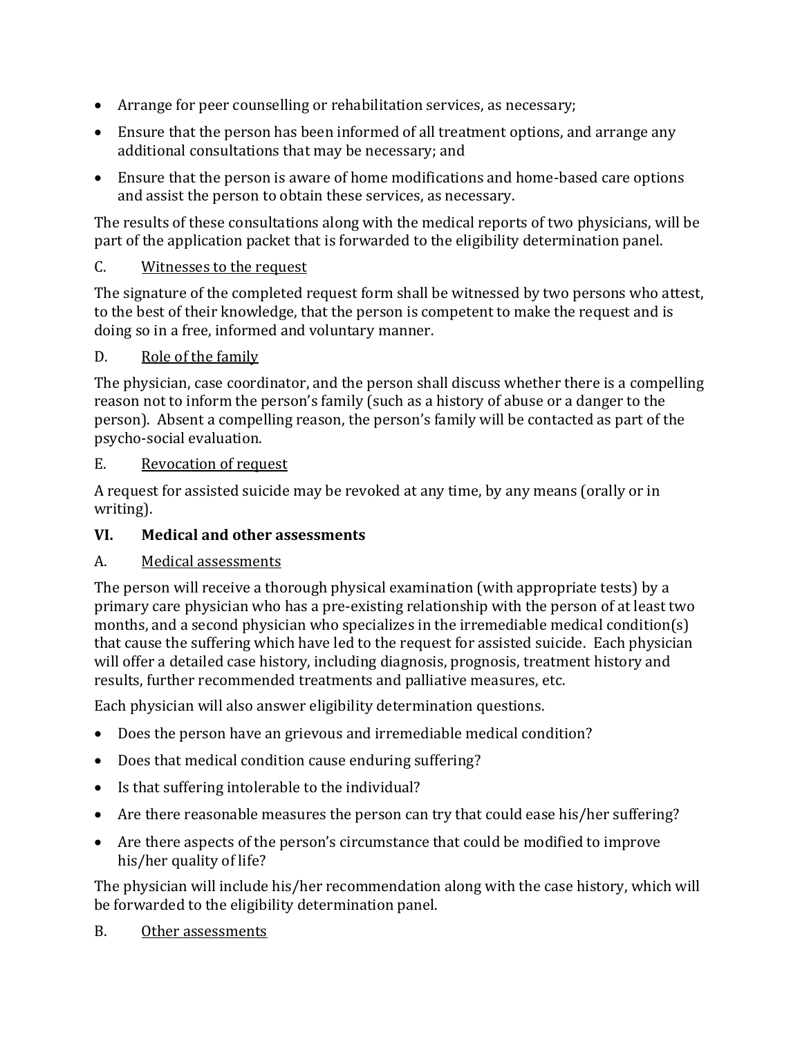- Arrange for peer counselling or rehabilitation services, as necessary;
- Ensure that the person has been informed of all treatment options, and arrange any additional consultations that may be necessary; and
- Ensure that the person is aware of home modifications and home-based care options and assist the person to obtain these services, as necessary.

The results of these consultations along with the medical reports of two physicians, will be part of the application packet that is forwarded to the eligibility determination panel.

C. Witnesses to the request

The signature of the completed request form shall be witnessed by two persons who attest, to the best of their knowledge, that the person is competent to make the request and is doing so in a free, informed and voluntary manner.

D. Role of the family

The physician, case coordinator, and the person shall discuss whether there is a compelling reason not to inform the person's family (such as a history of abuse or a danger to the person). Absent a compelling reason, the person's family will be contacted as part of the psycho-social evaluation.

E. Revocation of request

A request for assisted suicide may be revoked at any time, by any means (orally or in writing).

## VI. Medical and other assessments

A. Medical assessments

The person will receive a thorough physical examination (with appropriate tests) by a primary care physician who has a pre-existing relationship with the person of at least two months, and a second physician who specializes in the irremediable medical condition(s) that cause the suffering which have led to the request for assisted suicide. Each physician will offer a detailed case history, including diagnosis, prognosis, treatment history and results, further recommended treatments and palliative measures, etc.

Each physician will also answer eligibility determination questions.

- Does the person have an grievous and irremediable medical condition?
- Does that medical condition cause enduring suffering?
- Is that suffering intolerable to the individual?
- Are there reasonable measures the person can try that could ease his/her suffering?
- Are there aspects of the person's circumstance that could be modified to improve his/her quality of life?

The physician will include his/her recommendation along with the case history, which will be forwarded to the eligibility determination panel.

B. Other assessments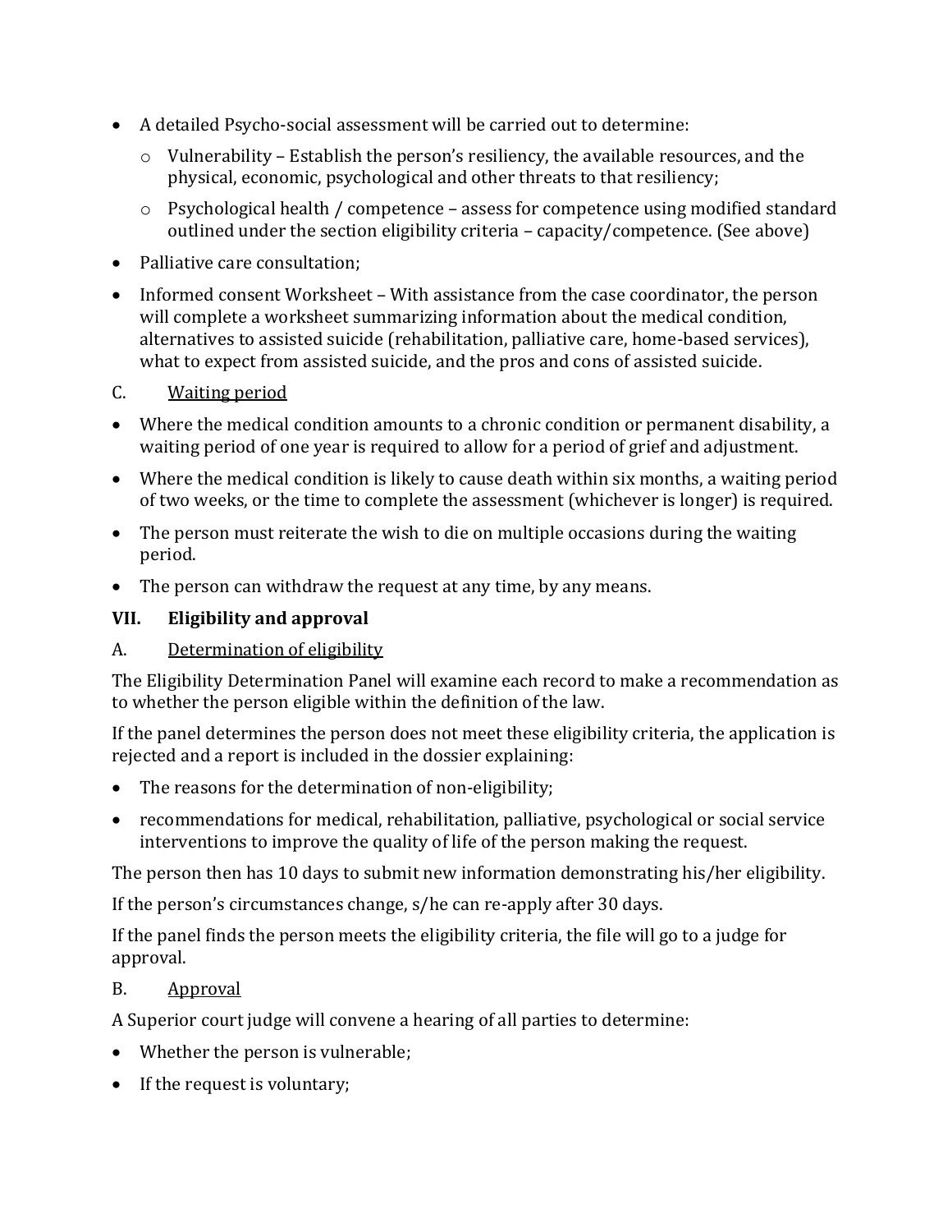- A detailed Psycho-social assessment will be carried out to determine:
  - Vulnerability – Establish the person's resiliency, the available resources, and the physical, economic, psychological and other threats to that resiliency;
  - Psychological health / competence – assess for competence using modified standard outlined under the section eligibility criteria – capacity/competence. (See above)
- Palliative care consultation;
- Informed consent Worksheet – With assistance from the case coordinator, the person will complete a worksheet summarizing information about the medical condition, alternatives to assisted suicide (rehabilitation, palliative care, home-based services), what to expect from assisted suicide, and the pros and cons of assisted suicide.

C. <u>Waiting period</u>

- Where the medical condition amounts to a chronic condition or permanent disability, a waiting period of one year is required to allow for a period of grief and adjustment.
- Where the medical condition is likely to cause death within six months, a waiting period of two weeks, or the time to complete the assessment (whichever is longer) is required.
- The person must reiterate the wish to die on multiple occasions during the waiting period.
- The person can withdraw the request at any time, by any means.

## VII. Eligibility and approval

A. <u>Determination of eligibility</u>

The Eligibility Determination Panel will examine each record to make a recommendation as to whether the person eligible within the definition of the law.

If the panel determines the person does not meet these eligibility criteria, the application is rejected and a report is included in the dossier explaining:

- The reasons for the determination of non-eligibility;
- recommendations for medical, rehabilitation, palliative, psychological or social service interventions to improve the quality of life of the person making the request.

The person then has 10 days to submit new information demonstrating his/her eligibility.

If the person's circumstances change, s/he can re-apply after 30 days.

If the panel finds the person meets the eligibility criteria, the file will go to a judge for approval.

B. <u>Approval</u>

A Superior court judge will convene a hearing of all parties to determine:

- Whether the person is vulnerable;
- If the request is voluntary;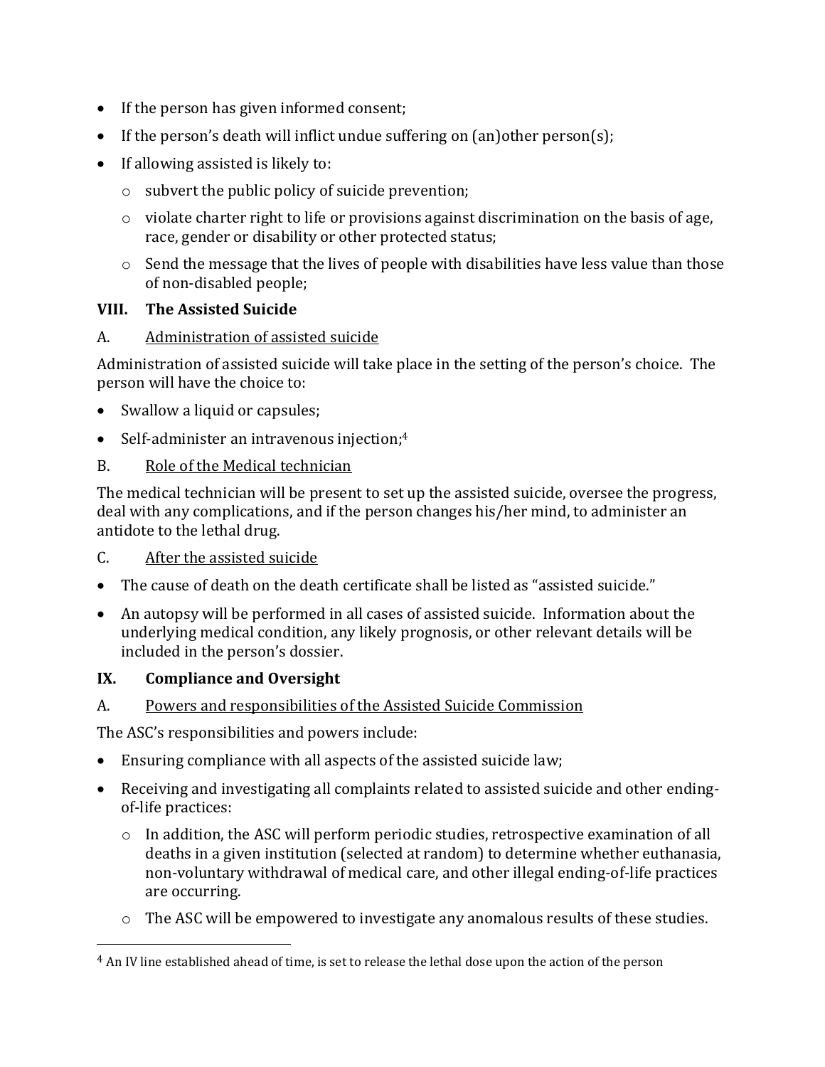- If the person has given informed consent;
- If the person's death will inflict undue suffering on (an)other person(s);
- If allowing assisted is likely to:
  - subvert the public policy of suicide prevention;
  - violate charter right to life or provisions against discrimination on the basis of age, race, gender or disability or other protected status;
  - Send the message that the lives of people with disabilities have less value than those of non-disabled people;

## VIII. The Assisted Suicide

### A. Administration of assisted suicide

Administration of assisted suicide will take place in the setting of the person's choice. The person will have the choice to:

- Swallow a liquid or capsules;
- Self-administer an intravenous injection;[4]

### B. Role of the Medical technician

The medical technician will be present to set up the assisted suicide, oversee the progress, deal with any complications, and if the person changes his/her mind, to administer an antidote to the lethal drug.

### C. After the assisted suicide

- The cause of death on the death certificate shall be listed as "assisted suicide."
- An autopsy will be performed in all cases of assisted suicide. Information about the underlying medical condition, any likely prognosis, or other relevant details will be included in the person's dossier.

## IX. Compliance and Oversight

### A. Powers and responsibilities of the Assisted Suicide Commission

The ASC's responsibilities and powers include:

- Ensuring compliance with all aspects of the assisted suicide law;
- Receiving and investigating all complaints related to assisted suicide and other ending-of-life practices:
  - In addition, the ASC will perform periodic studies, retrospective examination of all deaths in a given institution (selected at random) to determine whether euthanasia, non-voluntary withdrawal of medical care, and other illegal ending-of-life practices are occurring.
  - The ASC will be empowered to investigate any anomalous results of these studies.

---

[4] An IV line established ahead of time, is set to release the lethal dose upon the action of the person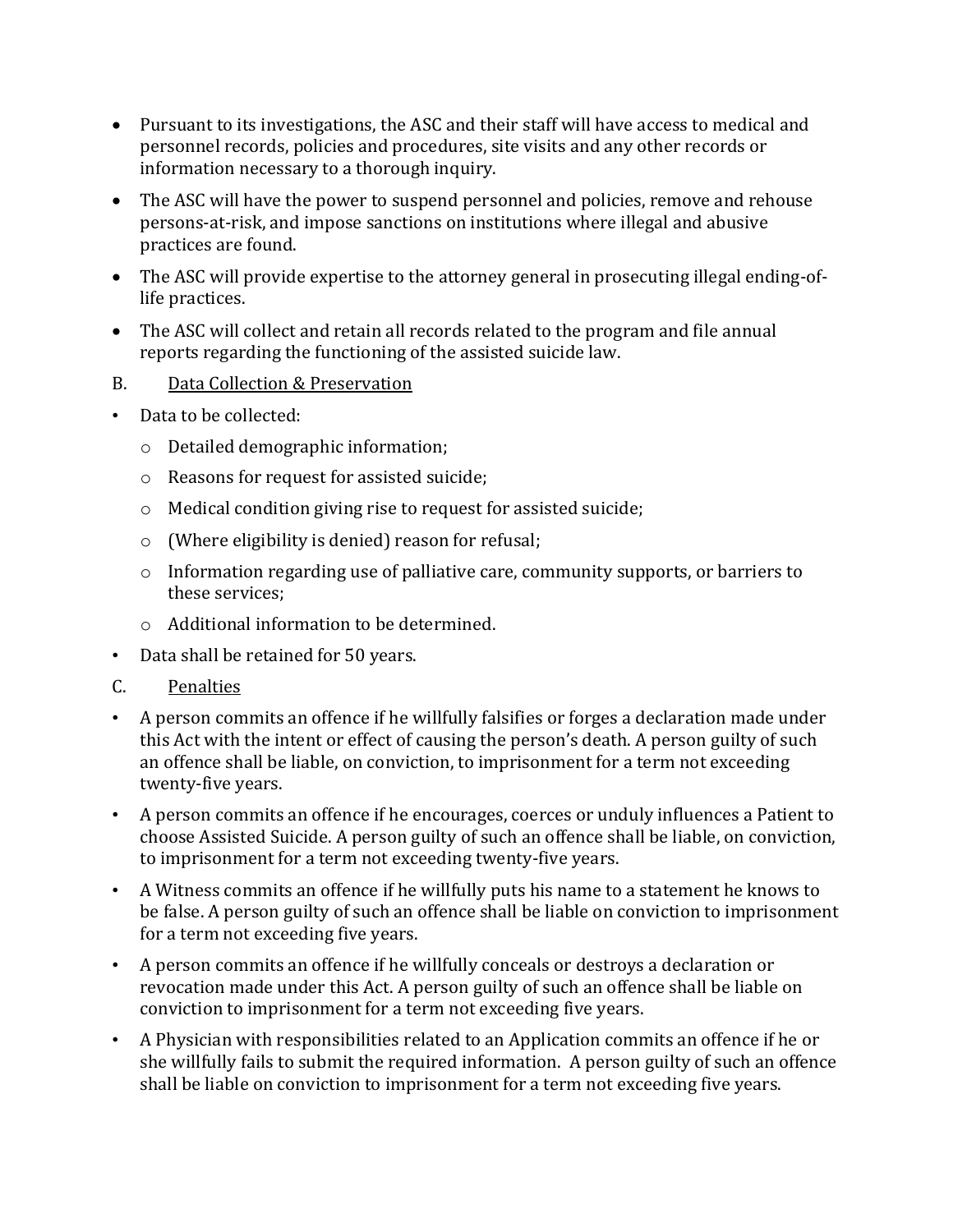- Pursuant to its investigations, the ASC and their staff will have access to medical and personnel records, policies and procedures, site visits and any other records or information necessary to a thorough inquiry.
- The ASC will have the power to suspend personnel and policies, remove and rehouse persons-at-risk, and impose sanctions on institutions where illegal and abusive practices are found.
- The ASC will provide expertise to the attorney general in prosecuting illegal ending-of-life practices.
- The ASC will collect and retain all records related to the program and file annual reports regarding the functioning of the assisted suicide law.

B. <u>Data Collection & Preservation</u>

- Data to be collected:
    - Detailed demographic information;
    - Reasons for request for assisted suicide;
    - Medical condition giving rise to request for assisted suicide;
    - (Where eligibility is denied) reason for refusal;
    - Information regarding use of palliative care, community supports, or barriers to these services;
    - Additional information to be determined.
- Data shall be retained for 50 years.

C. <u>Penalties</u>

- A person commits an offence if he willfully falsifies or forges a declaration made under this Act with the intent or effect of causing the person's death. A person guilty of such an offence shall be liable, on conviction, to imprisonment for a term not exceeding twenty-five years.
- A person commits an offence if he encourages, coerces or unduly influences a Patient to choose Assisted Suicide. A person guilty of such an offence shall be liable, on conviction, to imprisonment for a term not exceeding twenty-five years.
- A Witness commits an offence if he willfully puts his name to a statement he knows to be false. A person guilty of such an offence shall be liable on conviction to imprisonment for a term not exceeding five years.
- A person commits an offence if he willfully conceals or destroys a declaration or revocation made under this Act. A person guilty of such an offence shall be liable on conviction to imprisonment for a term not exceeding five years.
- A Physician with responsibilities related to an Application commits an offence if he or she willfully fails to submit the required information. A person guilty of such an offence shall be liable on conviction to imprisonment for a term not exceeding five years.